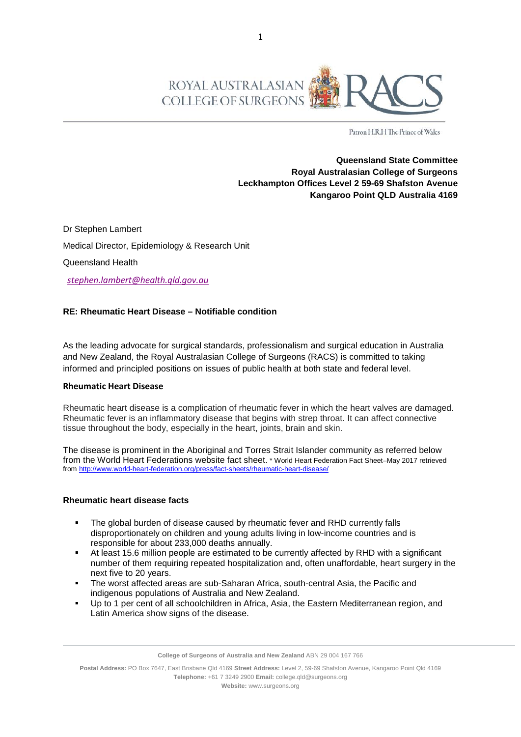ROYAL AUSTRALASIAN COLLEGE OF SURGEONS RACS

Patron H.R.H The Prince of Wales

**Queensland State Committee**
**Royal Australasian College of Surgeons**
**Leckhampton Offices Level 2 59-69 Shafston Avenue**
**Kangaroo Point QLD Australia 4169**

Dr Stephen Lambert

Medical Director, Epidemiology & Research Unit

Queensland Health

*stephen.lambert@health.qld.gov.au*

**RE: Rheumatic Heart Disease – Notifiable condition**

As the leading advocate for surgical standards, professionalism and surgical education in Australia and New Zealand, the Royal Australasian College of Surgeons (RACS) is committed to taking informed and principled positions on issues of public health at both state and federal level.

**Rheumatic Heart Disease**

Rheumatic heart disease is a complication of rheumatic fever in which the heart valves are damaged. Rheumatic fever is an inflammatory disease that begins with strep throat. It can affect connective tissue throughout the body, especially in the heart, joints, brain and skin.

The disease is prominent in the Aboriginal and Torres Strait Islander community as referred below from the World Heart Federations website fact sheet. * World Heart Federation Fact Sheet–May 2017 retrieved from http://www.world-heart-federation.org/press/fact-sheets/rheumatic-heart-disease/

**Rheumatic heart disease facts**

- The global burden of disease caused by rheumatic fever and RHD currently falls disproportionately on children and young adults living in low-income countries and is responsible for about 233,000 deaths annually.
- At least 15.6 million people are estimated to be currently affected by RHD with a significant number of them requiring repeated hospitalization and, often unaffordable, heart surgery in the next five to 20 years.
- The worst affected areas are sub-Saharan Africa, south-central Asia, the Pacific and indigenous populations of Australia and New Zealand.
- Up to 1 per cent of all schoolchildren in Africa, Asia, the Eastern Mediterranean region, and Latin America show signs of the disease.

**College of Surgeons of Australia and New Zealand** ABN 29 004 167 766

**Postal Address:** PO Box 7647, East Brisbane Qld 4169 **Street Address:** Level 2, 59-69 Shafston Avenue, Kangaroo Point Qld 4169
**Telephone:** +61 7 3249 2900 **Email:** college.qld@surgeons.org
**Website:** www.surgeons.org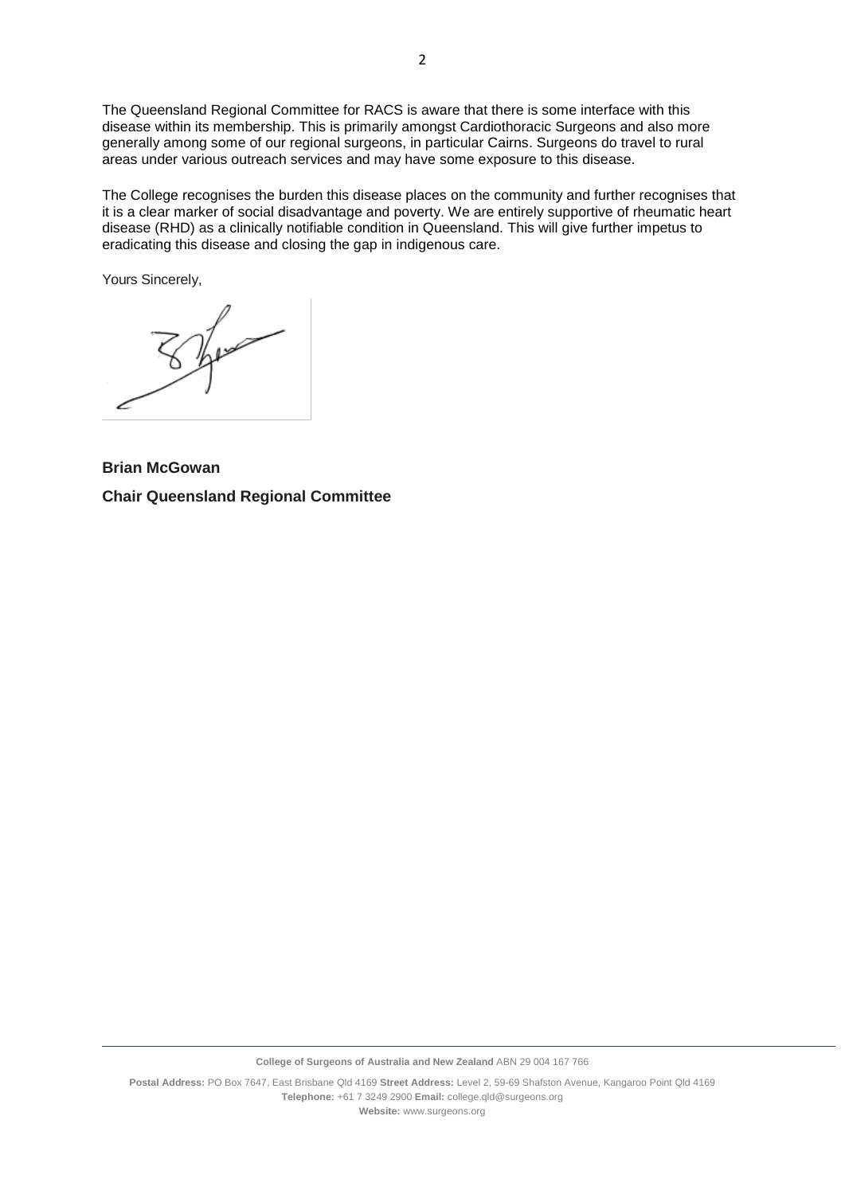The Queensland Regional Committee for RACS is aware that there is some interface with this disease within its membership. This is primarily amongst Cardiothoracic Surgeons and also more generally among some of our regional surgeons, in particular Cairns. Surgeons do travel to rural areas under various outreach services and may have some exposure to this disease.

The College recognises the burden this disease places on the community and further recognises that it is a clear marker of social disadvantage and poverty. We are entirely supportive of rheumatic heart disease (RHD) as a clinically notifiable condition in Queensland. This will give further impetus to eradicating this disease and closing the gap in indigenous care.

Yours Sincerely,

**Brian McGowan**

**Chair Queensland Regional Committee**

**College of Surgeons of Australia and New Zealand** ABN 29 004 167 766

**Postal Address:** PO Box 7647, East Brisbane Qld 4169 **Street Address:** Level 2, 59-69 Shafston Avenue, Kangaroo Point Qld 4169
**Telephone:** +61 7 3249 2900 **Email:** college.qld@surgeons.org
**Website:** www.surgeons.org